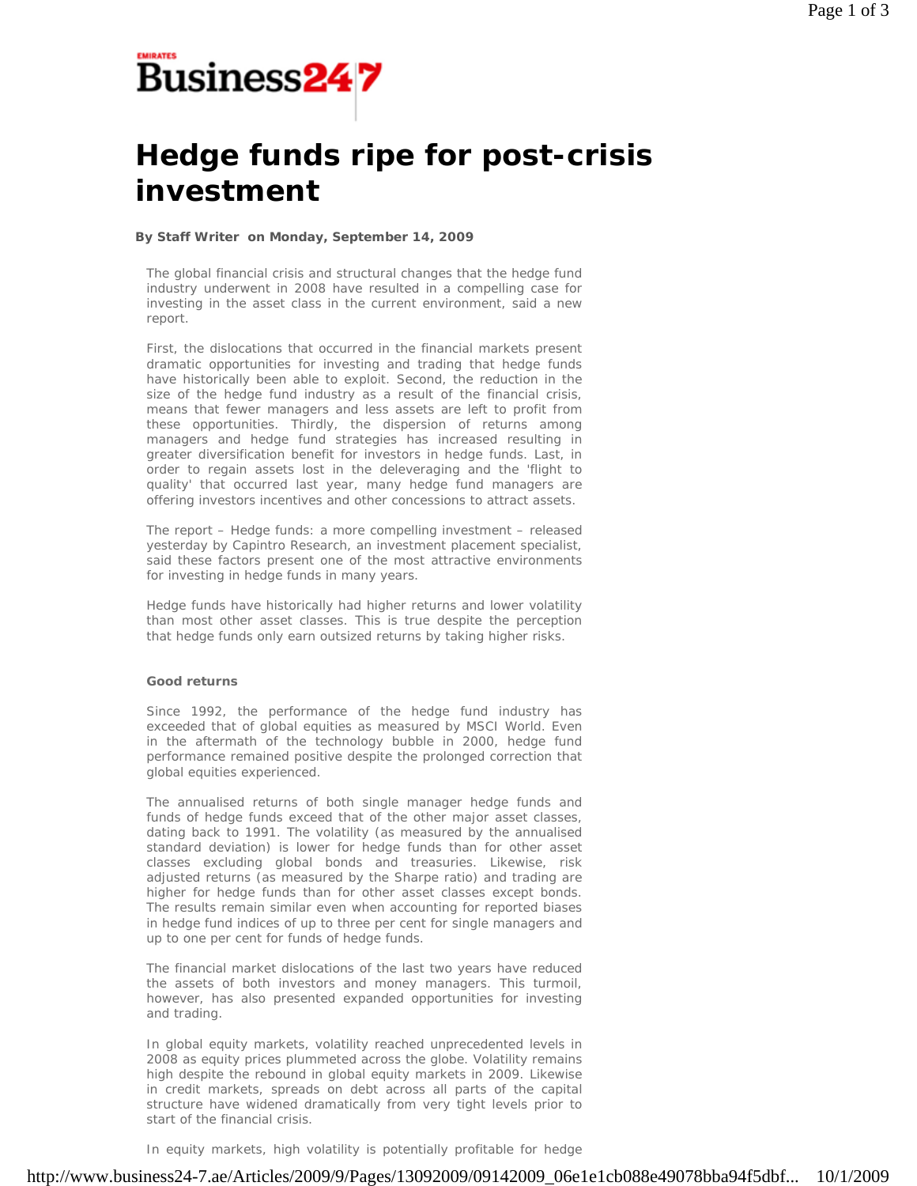Emirates Business 24|7

# Hedge funds ripe for post-crisis investment

**By Staff Writer on Monday, September 14, 2009**

The global financial crisis and structural changes that the hedge fund industry underwent in 2008 have resulted in a compelling case for investing in the asset class in the current environment, said a new report.

First, the dislocations that occurred in the financial markets present dramatic opportunities for investing and trading that hedge funds have historically been able to exploit. Second, the reduction in the size of the hedge fund industry as a result of the financial crisis, means that fewer managers and less assets are left to profit from these opportunities. Thirdly, the dispersion of returns among managers and hedge fund strategies has increased resulting in greater diversification benefit for investors in hedge funds. Last, in order to regain assets lost in the deleveraging and the 'flight to quality' that occurred last year, many hedge fund managers are offering investors incentives and other concessions to attract assets.

The report – Hedge funds: a more compelling investment – released yesterday by Capintro Research, an investment placement specialist, said these factors present one of the most attractive environments for investing in hedge funds in many years.

Hedge funds have historically had higher returns and lower volatility than most other asset classes. This is true despite the perception that hedge funds only earn outsized returns by taking higher risks.

**Good returns**

Since 1992, the performance of the hedge fund industry has exceeded that of global equities as measured by MSCI World. Even in the aftermath of the technology bubble in 2000, hedge fund performance remained positive despite the prolonged correction that global equities experienced.

The annualised returns of both single manager hedge funds and funds of hedge funds exceed that of the other major asset classes, dating back to 1991. The volatility (as measured by the annualised standard deviation) is lower for hedge funds than for other asset classes excluding global bonds and treasuries. Likewise, risk adjusted returns (as measured by the Sharpe ratio) and trading are higher for hedge funds than for other asset classes except bonds. The results remain similar even when accounting for reported biases in hedge fund indices of up to three per cent for single managers and up to one per cent for funds of hedge funds.

The financial market dislocations of the last two years have reduced the assets of both investors and money managers. This turmoil, however, has also presented expanded opportunities for investing and trading.

In global equity markets, volatility reached unprecedented levels in 2008 as equity prices plummeted across the globe. Volatility remains high despite the rebound in global equity markets in 2009. Likewise in credit markets, spreads on debt across all parts of the capital structure have widened dramatically from very tight levels prior to start of the financial crisis.

In equity markets, high volatility is potentially profitable for hedge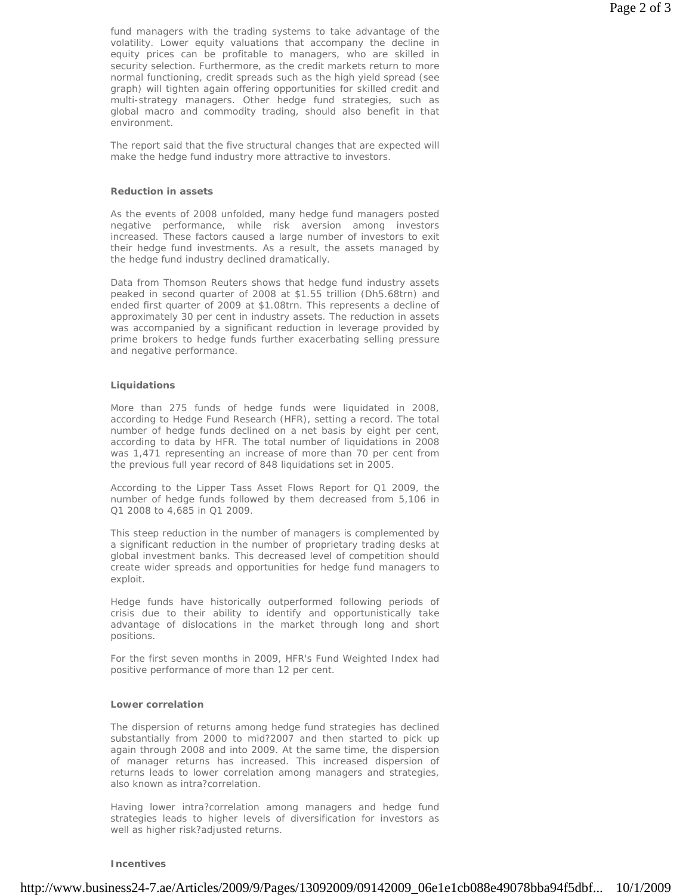fund managers with the trading systems to take advantage of the volatility. Lower equity valuations that accompany the decline in equity prices can be profitable to managers, who are skilled in security selection. Furthermore, as the credit markets return to more normal functioning, credit spreads such as the high yield spread (see graph) will tighten again offering opportunities for skilled credit and multi-strategy managers. Other hedge fund strategies, such as global macro and commodity trading, should also benefit in that environment.

The report said that the five structural changes that are expected will make the hedge fund industry more attractive to investors.

**Reduction in assets**

As the events of 2008 unfolded, many hedge fund managers posted negative performance, while risk aversion among investors increased. These factors caused a large number of investors to exit their hedge fund investments. As a result, the assets managed by the hedge fund industry declined dramatically.

Data from Thomson Reuters shows that hedge fund industry assets peaked in second quarter of 2008 at $1.55 trillion (Dh5.68trn) and ended first quarter of 2009 at $1.08trn. This represents a decline of approximately 30 per cent in industry assets. The reduction in assets was accompanied by a significant reduction in leverage provided by prime brokers to hedge funds further exacerbating selling pressure and negative performance.

**Liquidations**

More than 275 funds of hedge funds were liquidated in 2008, according to Hedge Fund Research (HFR), setting a record. The total number of hedge funds declined on a net basis by eight per cent, according to data by HFR. The total number of liquidations in 2008 was 1,471 representing an increase of more than 70 per cent from the previous full year record of 848 liquidations set in 2005.

According to the Lipper Tass Asset Flows Report for Q1 2009, the number of hedge funds followed by them decreased from 5,106 in Q1 2008 to 4,685 in Q1 2009.

This steep reduction in the number of managers is complemented by a significant reduction in the number of proprietary trading desks at global investment banks. This decreased level of competition should create wider spreads and opportunities for hedge fund managers to exploit.

Hedge funds have historically outperformed following periods of crisis due to their ability to identify and opportunistically take advantage of dislocations in the market through long and short positions.

For the first seven months in 2009, HFR's Fund Weighted Index had positive performance of more than 12 per cent.

**Lower correlation**

The dispersion of returns among hedge fund strategies has declined substantially from 2000 to mid?2007 and then started to pick up again through 2008 and into 2009. At the same time, the dispersion of manager returns has increased. This increased dispersion of returns leads to lower correlation among managers and strategies, also known as intra?correlation.

Having lower intra?correlation among managers and hedge fund strategies leads to higher levels of diversification for investors as well as higher risk?adjusted returns.

**Incentives**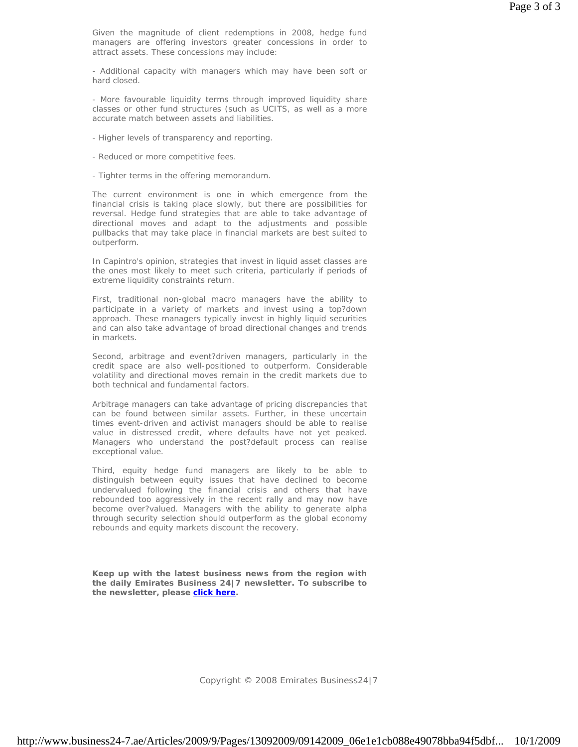Given the magnitude of client redemptions in 2008, hedge fund managers are offering investors greater concessions in order to attract assets. These concessions may include:

- Additional capacity with managers which may have been soft or hard closed.

- More favourable liquidity terms through improved liquidity share classes or other fund structures (such as UCITS, as well as a more accurate match between assets and liabilities.

- Higher levels of transparency and reporting.

- Reduced or more competitive fees.

- Tighter terms in the offering memorandum.

The current environment is one in which emergence from the financial crisis is taking place slowly, but there are possibilities for reversal. Hedge fund strategies that are able to take advantage of directional moves and adapt to the adjustments and possible pullbacks that may take place in financial markets are best suited to outperform.

In Capintro's opinion, strategies that invest in liquid asset classes are the ones most likely to meet such criteria, particularly if periods of extreme liquidity constraints return.

First, traditional non-global macro managers have the ability to participate in a variety of markets and invest using a top?down approach. These managers typically invest in highly liquid securities and can also take advantage of broad directional changes and trends in markets.

Second, arbitrage and event?driven managers, particularly in the credit space are also well-positioned to outperform. Considerable volatility and directional moves remain in the credit markets due to both technical and fundamental factors.

Arbitrage managers can take advantage of pricing discrepancies that can be found between similar assets. Further, in these uncertain times event-driven and activist managers should be able to realise value in distressed credit, where defaults have not yet peaked. Managers who understand the post?default process can realise exceptional value.

Third, equity hedge fund managers are likely to be able to distinguish between equity issues that have declined to become undervalued following the financial crisis and others that have rebounded too aggressively in the recent rally and may now have become over?valued. Managers with the ability to generate alpha through security selection should outperform as the global economy rebounds and equity markets discount the recovery.

**Keep up with the latest business news from the region with the daily Emirates Business 24|7 newsletter. To subscribe to the newsletter, please click here.**

Copyright © 2008 Emirates Business24|7